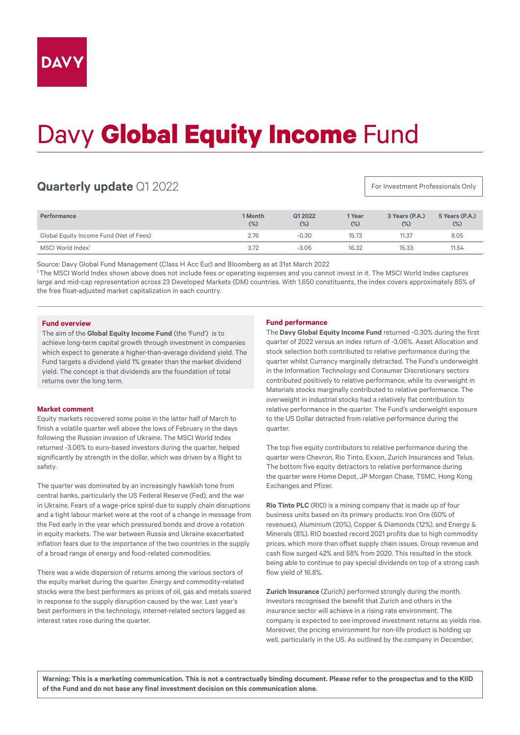DAVY

# Davy **Global Equity Income** Fund

## **Quarterly update** Q1 2022

For Investment Professionals Only

| Performance | 1 Month (%) | Q1 2022 (%) | 1 Year (%) | 3 Years (P.A.) (%) | 5 Years (P.A.) (%) |
|---|---|---|---|---|---|
| Global Equity Income Fund (Net of Fees) | 2.76 | -0.30 | 15.73 | 11.37 | 8.05 |
| MSCI World Index[1] | 3.72 | -3.06 | 16.32 | 15.33 | 11.54 |

Source: Davy Global Fund Management (Class H Acc Eur) and Bloomberg as at 31st March 2022

[1] The MSCI World Index shown above does not include fees or operating expenses and you cannot invest in it. The MSCI World Index captures large and mid-cap representation across 23 Developed Markets (DM) countries. With 1,650 constituents, the index covers approximately 85% of the free float-adjusted market capitalization in each country.

### Fund overview

The aim of the **Global Equity Income Fund** (the 'Fund') is to achieve long-term capital growth through investment in companies which expect to generate a higher-than-average dividend yield. The Fund targets a dividend yield 1% greater than the market dividend yield. The concept is that dividends are the foundation of total returns over the long term.

### Market comment

Equity markets recovered some poise in the latter half of March to finish a volatile quarter well above the lows of February in the days following the Russian invasion of Ukraine. The MSCI World Index returned -3.06% to euro-based investors during the quarter, helped significantly by strength in the dollar, which was driven by a flight to safety.

The quarter was dominated by an increasingly hawkish tone from central banks, particularly the US Federal Reserve (Fed), and the war in Ukraine. Fears of a wage-price spiral due to supply chain disruptions and a tight labour market were at the root of a change in message from the Fed early in the year which pressured bonds and drove a rotation in equity markets. The war between Russia and Ukraine exacerbated inflation fears due to the importance of the two countries in the supply of a broad range of energy and food-related commodities.

There was a wide dispersion of returns among the various sectors of the equity market during the quarter. Energy and commodity-related stocks were the best performers as prices of oil, gas and metals soared in response to the supply disruption caused by the war. Last year's best performers in the technology, internet-related sectors lagged as interest rates rose during the quarter.

### Fund performance

The **Davy Global Equity Income Fund** returned -0.30% during the first quarter of 2022 versus an index return of -3.06%. Asset Allocation and stock selection both contributed to relative performance during the quarter whilst Currency marginally detracted. The Fund's underweight in the Information Technology and Consumer Discretionary sectors contributed positively to relative performance, while its overweight in Materials stocks marginally contributed to relative performance. The overweight in industrial stocks had a relatively flat contribution to relative performance in the quarter. The Fund's underweight exposure to the US Dollar detracted from relative performance during the quarter.

The top five equity contributors to relative performance during the quarter were Chevron, Rio Tinto, Exxon, Zurich Insurances and Telus. The bottom five equity detractors to relative performance during the quarter were Home Depot, JP Morgan Chase, TSMC, Hong Kong Exchanges and Pfizer.

**Rio Tinto PLC** (RIO) is a mining company that is made up of four business units based on its primary products: Iron Ore (60% of revenues), Aluminium (20%), Copper & Diamonds (12%), and Energy & Minerals (8%). RIO boasted record 2021 profits due to high commodity prices, which more than offset supply chain issues. Group revenue and cash flow surged 42% and 58% from 2020. This resulted in the stock being able to continue to pay special dividends on top of a strong cash flow yield of 16.8%.

**Zurich Insurance** (Zurich) performed strongly during the month. Investors recognised the benefit that Zurich and others in the insurance sector will achieve in a rising rate environment. The company is expected to see improved investment returns as yields rise. Moreover, the pricing environment for non-life product is holding up well, particularly in the US. As outlined by the company in December,

**Warning: This is a marketing communication. This is not a contractually binding document. Please refer to the prospectus and to the KIID of the Fund and do not base any final investment decision on this communication alone.**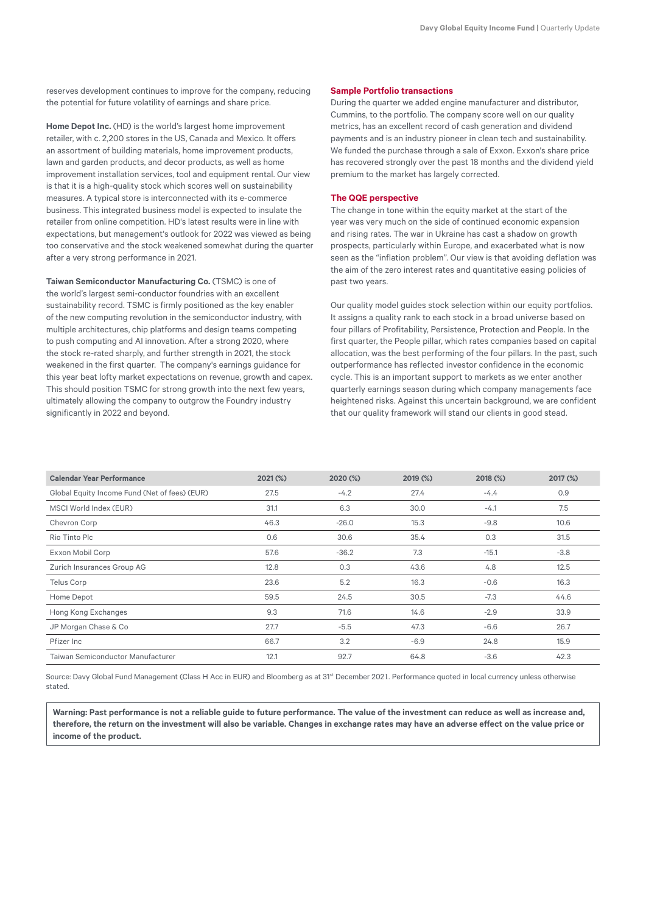reserves development continues to improve for the company, reducing the potential for future volatility of earnings and share price.

**Home Depot Inc.** (HD) is the world's largest home improvement retailer, with c. 2,200 stores in the US, Canada and Mexico. It offers an assortment of building materials, home improvement products, lawn and garden products, and decor products, as well as home improvement installation services, tool and equipment rental. Our view is that it is a high-quality stock which scores well on sustainability measures. A typical store is interconnected with its e-commerce business. This integrated business model is expected to insulate the retailer from online competition. HD's latest results were in line with expectations, but management's outlook for 2022 was viewed as being too conservative and the stock weakened somewhat during the quarter after a very strong performance in 2021.

**Taiwan Semiconductor Manufacturing Co.** (TSMC) is one of the world's largest semi-conductor foundries with an excellent sustainability record. TSMC is firmly positioned as the key enabler of the new computing revolution in the semiconductor industry, with multiple architectures, chip platforms and design teams competing to push computing and AI innovation. After a strong 2020, where the stock re-rated sharply, and further strength in 2021, the stock weakened in the first quarter. The company's earnings guidance for this year beat lofty market expectations on revenue, growth and capex. This should position TSMC for strong growth into the next few years, ultimately allowing the company to outgrow the Foundry industry significantly in 2022 and beyond.

## Sample Portfolio transactions

During the quarter we added engine manufacturer and distributor, Cummins, to the portfolio. The company score well on our quality metrics, has an excellent record of cash generation and dividend payments and is an industry pioneer in clean tech and sustainability. We funded the purchase through a sale of Exxon. Exxon's share price has recovered strongly over the past 18 months and the dividend yield premium to the market has largely corrected.

## The QQE perspective

The change in tone within the equity market at the start of the year was very much on the side of continued economic expansion and rising rates. The war in Ukraine has cast a shadow on growth prospects, particularly within Europe, and exacerbated what is now seen as the "inflation problem". Our view is that avoiding deflation was the aim of the zero interest rates and quantitative easing policies of past two years.

Our quality model guides stock selection within our equity portfolios. It assigns a quality rank to each stock in a broad universe based on four pillars of Profitability, Persistence, Protection and People. In the first quarter, the People pillar, which rates companies based on capital allocation, was the best performing of the four pillars. In the past, such outperformance has reflected investor confidence in the economic cycle. This is an important support to markets as we enter another quarterly earnings season during which company managements face heightened risks. Against this uncertain background, we are confident that our quality framework will stand our clients in good stead.

| Calendar Year Performance | 2021 (%) | 2020 (%) | 2019 (%) | 2018 (%) | 2017 (%) |
|---|---|---|---|---|---|
| Global Equity Income Fund (Net of fees) (EUR) | 27.5 | -4.2 | 27.4 | -4.4 | 0.9 |
| MSCI World Index (EUR) | 31.1 | 6.3 | 30.0 | -4.1 | 7.5 |
| Chevron Corp | 46.3 | -26.0 | 15.3 | -9.8 | 10.6 |
| Rio Tinto Plc | 0.6 | 30.6 | 35.4 | 0.3 | 31.5 |
| Exxon Mobil Corp | 57.6 | -36.2 | 7.3 | -15.1 | -3.8 |
| Zurich Insurances Group AG | 12.8 | 0.3 | 43.6 | 4.8 | 12.5 |
| Telus Corp | 23.6 | 5.2 | 16.3 | -0.6 | 16.3 |
| Home Depot | 59.5 | 24.5 | 30.5 | -7.3 | 44.6 |
| Hong Kong Exchanges | 9.3 | 71.6 | 14.6 | -2.9 | 33.9 |
| JP Morgan Chase & Co | 27.7 | -5.5 | 47.3 | -6.6 | 26.7 |
| Pfizer Inc | 66.7 | 3.2 | -6.9 | 24.8 | 15.9 |
| Taiwan Semiconductor Manufacturer | 12.1 | 92.7 | 64.8 | -3.6 | 42.3 |

Source: Davy Global Fund Management (Class H Acc in EUR) and Bloomberg as at 31st December 2021. Performance quoted in local currency unless otherwise stated.

**Warning: Past performance is not a reliable guide to future performance. The value of the investment can reduce as well as increase and, therefore, the return on the investment will also be variable. Changes in exchange rates may have an adverse effect on the value price or income of the product.**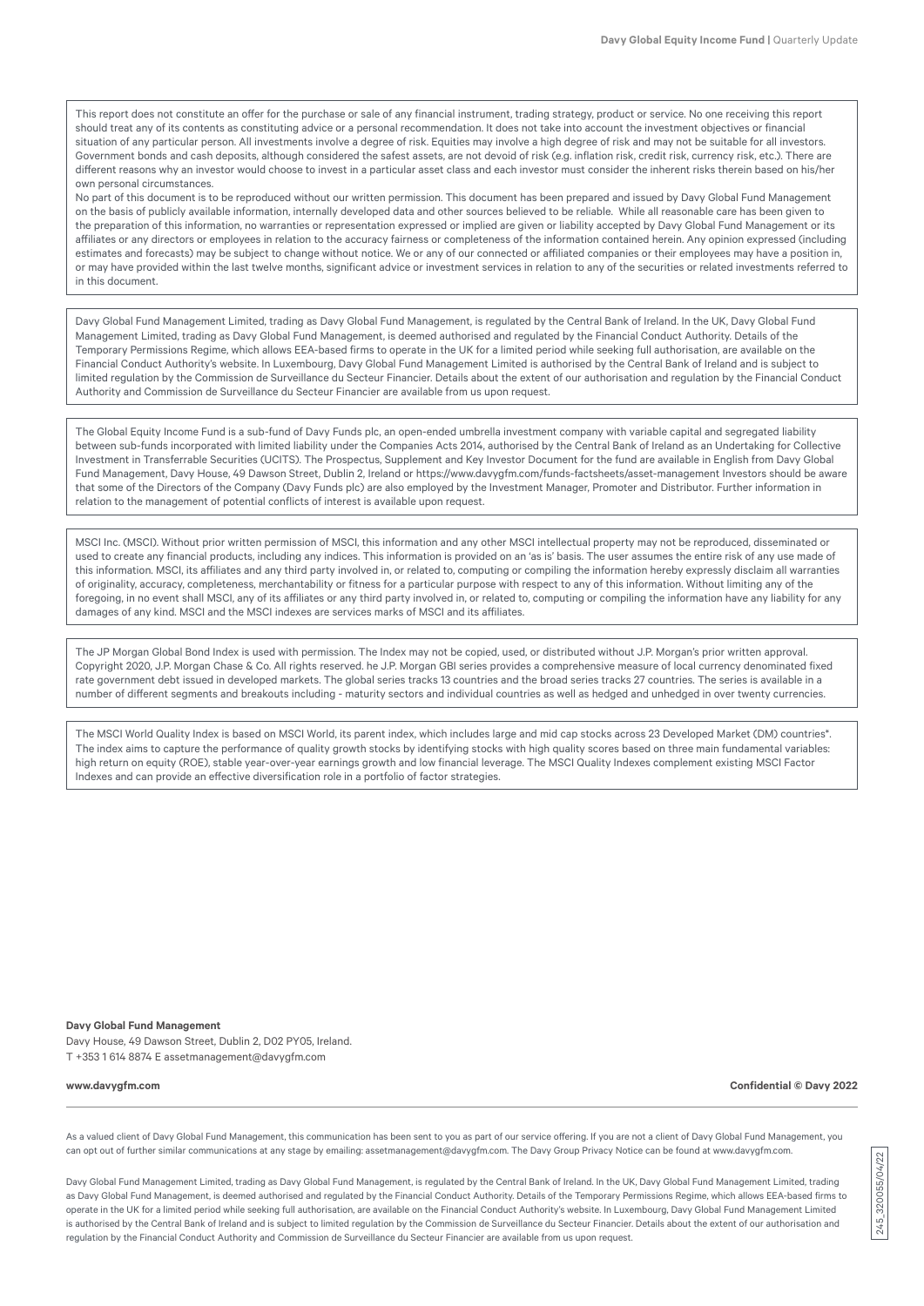This report does not constitute an offer for the purchase or sale of any financial instrument, trading strategy, product or service. No one receiving this report should treat any of its contents as constituting advice or a personal recommendation. It does not take into account the investment objectives or financial situation of any particular person. All investments involve a degree of risk. Equities may involve a high degree of risk and may not be suitable for all investors. Government bonds and cash deposits, although considered the safest assets, are not devoid of risk (e.g. inflation risk, credit risk, currency risk, etc.). There are different reasons why an investor would choose to invest in a particular asset class and each investor must consider the inherent risks therein based on his/her own personal circumstances.
No part of this document is to be reproduced without our written permission. This document has been prepared and issued by Davy Global Fund Management on the basis of publicly available information, internally developed data and other sources believed to be reliable. While all reasonable care has been given to the preparation of this information, no warranties or representation expressed or implied are given or liability accepted by Davy Global Fund Management or its affiliates or any directors or employees in relation to the accuracy fairness or completeness of the information contained herein. Any opinion expressed (including estimates and forecasts) may be subject to change without notice. We or any of our connected or affiliated companies or their employees may have a position in, or may have provided within the last twelve months, significant advice or investment services in relation to any of the securities or related investments referred to in this document.

Davy Global Fund Management Limited, trading as Davy Global Fund Management, is regulated by the Central Bank of Ireland. In the UK, Davy Global Fund Management Limited, trading as Davy Global Fund Management, is deemed authorised and regulated by the Financial Conduct Authority. Details of the Temporary Permissions Regime, which allows EEA-based firms to operate in the UK for a limited period while seeking full authorisation, are available on the Financial Conduct Authority's website. In Luxembourg, Davy Global Fund Management Limited is authorised by the Central Bank of Ireland and is subject to limited regulation by the Commission de Surveillance du Secteur Financier. Details about the extent of our authorisation and regulation by the Financial Conduct Authority and Commission de Surveillance du Secteur Financier are available from us upon request.

The Global Equity Income Fund is a sub-fund of Davy Funds plc, an open-ended umbrella investment company with variable capital and segregated liability between sub-funds incorporated with limited liability under the Companies Acts 2014, authorised by the Central Bank of Ireland as an Undertaking for Collective Investment in Transferrable Securities (UCITS). The Prospectus, Supplement and Key Investor Document for the fund are available in English from Davy Global Fund Management, Davy House, 49 Dawson Street, Dublin 2, Ireland or https://www.davygfm.com/funds-factsheets/asset-management Investors should be aware that some of the Directors of the Company (Davy Funds plc) are also employed by the Investment Manager, Promoter and Distributor. Further information in relation to the management of potential conflicts of interest is available upon request.

MSCI Inc. (MSCI). Without prior written permission of MSCI, this information and any other MSCI intellectual property may not be reproduced, disseminated or used to create any financial products, including any indices. This information is provided on an 'as is' basis. The user assumes the entire risk of any use made of this information. MSCI, its affiliates and any third party involved in, or related to, computing or compiling the information hereby expressly disclaim all warranties of originality, accuracy, completeness, merchantability or fitness for a particular purpose with respect to any of this information. Without limiting any of the foregoing, in no event shall MSCI, any of its affiliates or any third party involved in, or related to, computing or compiling the information have any liability for any damages of any kind. MSCI and the MSCI indexes are services marks of MSCI and its affiliates.

The JP Morgan Global Bond Index is used with permission. The Index may not be copied, used, or distributed without J.P. Morgan's prior written approval. Copyright 2020, J.P. Morgan Chase & Co. All rights reserved. he J.P. Morgan GBI series provides a comprehensive measure of local currency denominated fixed rate government debt issued in developed markets. The global series tracks 13 countries and the broad series tracks 27 countries. The series is available in a number of different segments and breakouts including - maturity sectors and individual countries as well as hedged and unhedged in over twenty currencies.

The MSCI World Quality Index is based on MSCI World, its parent index, which includes large and mid cap stocks across 23 Developed Market (DM) countries*. The index aims to capture the performance of quality growth stocks by identifying stocks with high quality scores based on three main fundamental variables: high return on equity (ROE), stable year-over-year earnings growth and low financial leverage. The MSCI Quality Indexes complement existing MSCI Factor Indexes and can provide an effective diversification role in a portfolio of factor strategies.

**Davy Global Fund Management**
Davy House, 49 Dawson Street, Dublin 2, D02 PY05, Ireland.
T +353 1 614 8874 E assetmanagement@davygfm.com

**www.davygfm.com**

**Confidential © Davy 2022**

As a valued client of Davy Global Fund Management, this communication has been sent to you as part of our service offering. If you are not a client of Davy Global Fund Management, you can opt out of further similar communications at any stage by emailing: assetmanagement@davygfm.com. The Davy Group Privacy Notice can be found at www.davygfm.com.

Davy Global Fund Management Limited, trading as Davy Global Fund Management, is regulated by the Central Bank of Ireland. In the UK, Davy Global Fund Management Limited, trading as Davy Global Fund Management, is deemed authorised and regulated by the Financial Conduct Authority. Details of the Temporary Permissions Regime, which allows EEA-based firms to operate in the UK for a limited period while seeking full authorisation, are available on the Financial Conduct Authority's website. In Luxembourg, Davy Global Fund Management Limited is authorised by the Central Bank of Ireland and is subject to limited regulation by the Commission de Surveillance du Secteur Financier. Details about the extent of our authorisation and regulation by the Financial Conduct Authority and Commission de Surveillance du Secteur Financier are available from us upon request.

245_320055/04/22